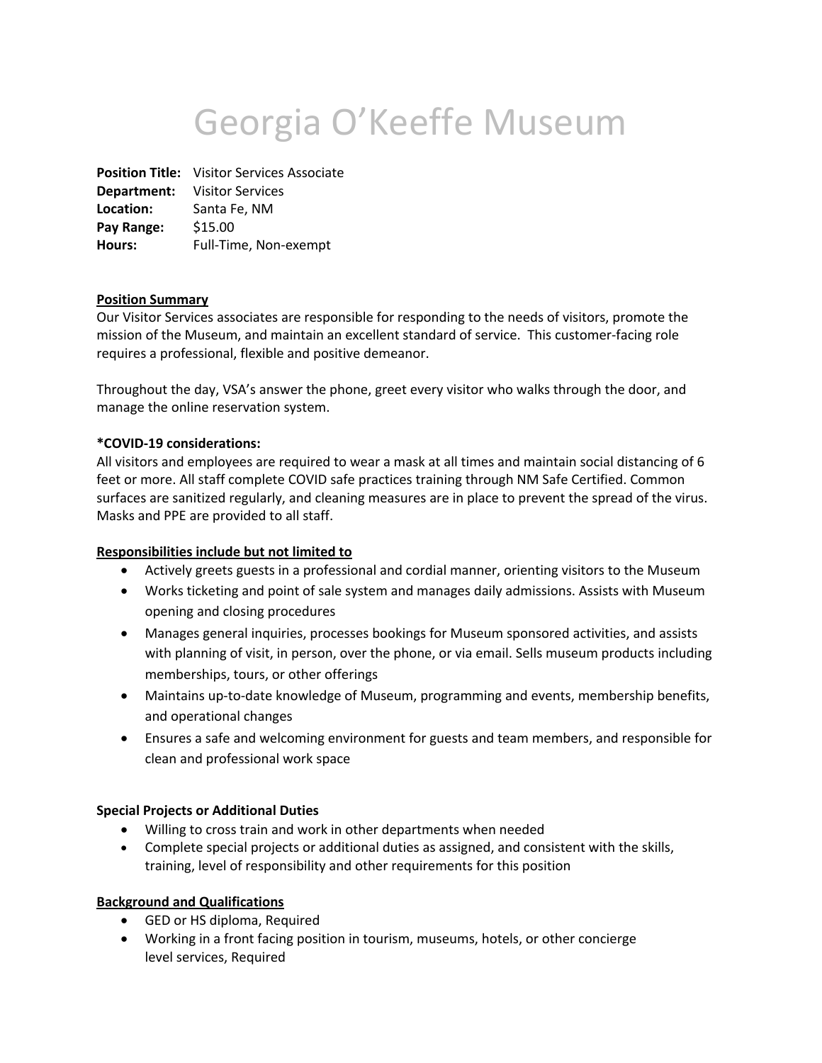# Georgia O'Keeffe Museum

**Position Title:** Visitor Services Associate
**Department:** Visitor Services
**Location:** Santa Fe, NM
**Pay Range:** $15.00
**Hours:** Full-Time, Non-exempt

**Position Summary**

Our Visitor Services associates are responsible for responding to the needs of visitors, promote the mission of the Museum, and maintain an excellent standard of service. This customer-facing role requires a professional, flexible and positive demeanor.

Throughout the day, VSA's answer the phone, greet every visitor who walks through the door, and manage the online reservation system.

***COVID-19 considerations:**

All visitors and employees are required to wear a mask at all times and maintain social distancing of 6 feet or more. All staff complete COVID safe practices training through NM Safe Certified. Common surfaces are sanitized regularly, and cleaning measures are in place to prevent the spread of the virus. Masks and PPE are provided to all staff.

**Responsibilities include but not limited to**

- Actively greets guests in a professional and cordial manner, orienting visitors to the Museum
- Works ticketing and point of sale system and manages daily admissions. Assists with Museum opening and closing procedures
- Manages general inquiries, processes bookings for Museum sponsored activities, and assists with planning of visit, in person, over the phone, or via email. Sells museum products including memberships, tours, or other offerings
- Maintains up-to-date knowledge of Museum, programming and events, membership benefits, and operational changes
- Ensures a safe and welcoming environment for guests and team members, and responsible for clean and professional work space

**Special Projects or Additional Duties**

- Willing to cross train and work in other departments when needed
- Complete special projects or additional duties as assigned, and consistent with the skills, training, level of responsibility and other requirements for this position

**Background and Qualifications**

- GED or HS diploma, Required
- Working in a front facing position in tourism, museums, hotels, or other concierge level services, Required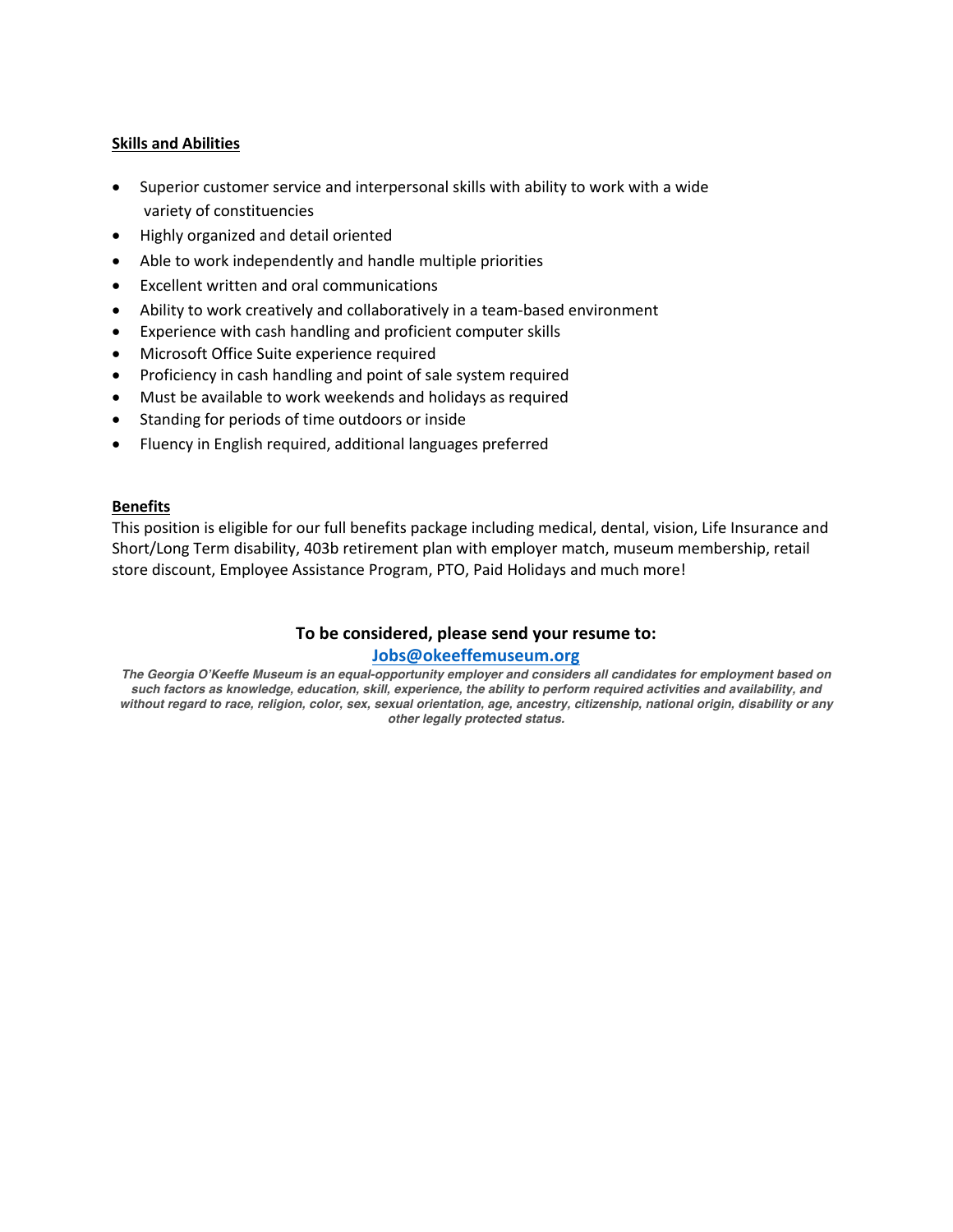**Skills and Abilities**

- Superior customer service and interpersonal skills with ability to work with a wide variety of constituencies
- Highly organized and detail oriented
- Able to work independently and handle multiple priorities
- Excellent written and oral communications
- Ability to work creatively and collaboratively in a team-based environment
- Experience with cash handling and proficient computer skills
- Microsoft Office Suite experience required
- Proficiency in cash handling and point of sale system required
- Must be available to work weekends and holidays as required
- Standing for periods of time outdoors or inside
- Fluency in English required, additional languages preferred

**Benefits**

This position is eligible for our full benefits package including medical, dental, vision, Life Insurance and Short/Long Term disability, 403b retirement plan with employer match, museum membership, retail store discount, Employee Assistance Program, PTO, Paid Holidays and much more!

**To be considered, please send your resume to:**

**Jobs@okeeffemuseum.org**

***The Georgia O'Keeffe Museum is an equal-opportunity employer and considers all candidates for employment based on such factors as knowledge, education, skill, experience, the ability to perform required activities and availability, and without regard to race, religion, color, sex, sexual orientation, age, ancestry, citizenship, national origin, disability or any other legally protected status.***